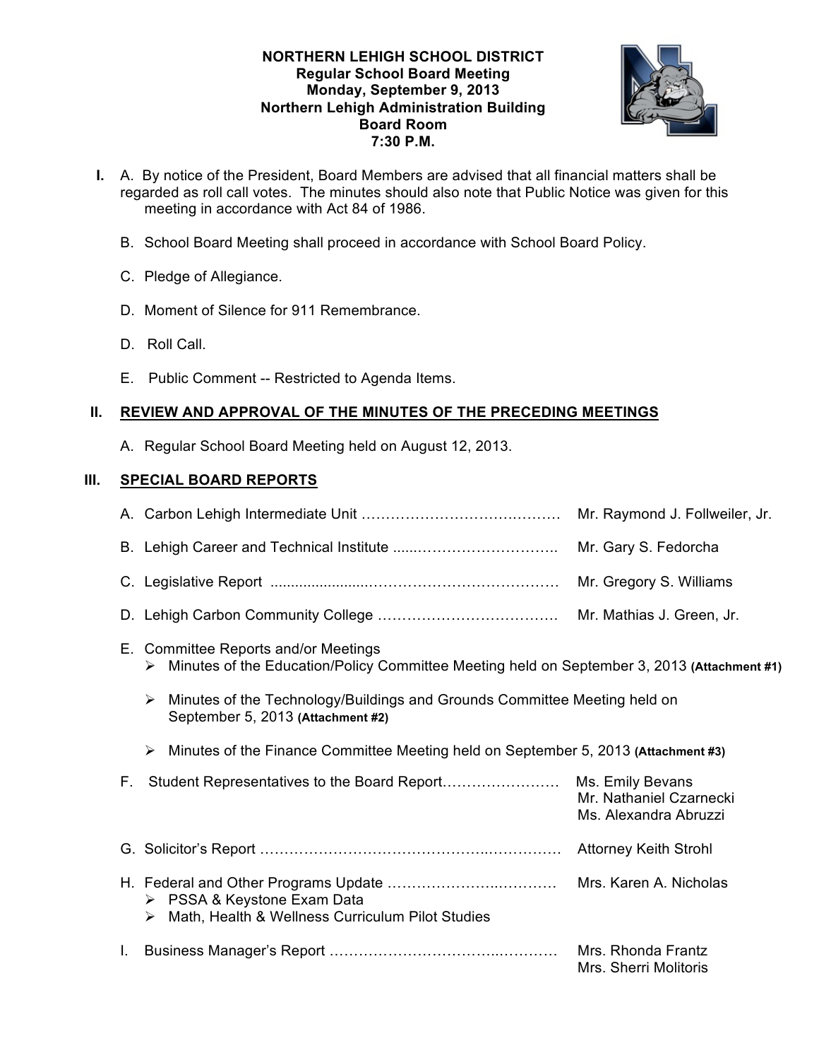**NORTHERN LEHIGH SCHOOL DISTRICT**
**Regular School Board Meeting**
**Monday, September 9, 2013**
**Northern Lehigh Administration Building**
**Board Room**
**7:30 P.M.**

**I.** A. By notice of the President, Board Members are advised that all financial matters shall be regarded as roll call votes. The minutes should also note that Public Notice was given for this meeting in accordance with Act 84 of 1986.

B. School Board Meeting shall proceed in accordance with School Board Policy.

C. Pledge of Allegiance.

D. Moment of Silence for 911 Remembrance.

D. Roll Call.

E. Public Comment -- Restricted to Agenda Items.

## II. REVIEW AND APPROVAL OF THE MINUTES OF THE PRECEDING MEETINGS

A. Regular School Board Meeting held on August 12, 2013.

## III. SPECIAL BOARD REPORTS

A. Carbon Lehigh Intermediate Unit …………………………………… Mr. Raymond J. Follweiler, Jr.

B. Lehigh Career and Technical Institute ......……………………….. Mr. Gary S. Fedorcha

C. Legislative Report .......................………………………………… Mr. Gregory S. Williams

D. Lehigh Carbon Community College ………………………………. Mr. Mathias J. Green, Jr.

E. Committee Reports and/or Meetings
- Minutes of the Education/Policy Committee Meeting held on September 3, 2013 **(Attachment #1)**
- Minutes of the Technology/Buildings and Grounds Committee Meeting held on September 5, 2013 **(Attachment #2)**
- Minutes of the Finance Committee Meeting held on September 5, 2013 **(Attachment #3)**

F. Student Representatives to the Board Report…………………… Ms. Emily Bevans
Mr. Nathaniel Czarnecki
Ms. Alexandra Abruzzi

G. Solicitor's Report ……………………………………….…………… Attorney Keith Strohl

H. Federal and Other Programs Update ………………….………… Mrs. Karen A. Nicholas
- PSSA & Keystone Exam Data
- Math, Health & Wellness Curriculum Pilot Studies

I. Business Manager's Report …………………………..………… Mrs. Rhonda Frantz
Mrs. Sherri Molitoris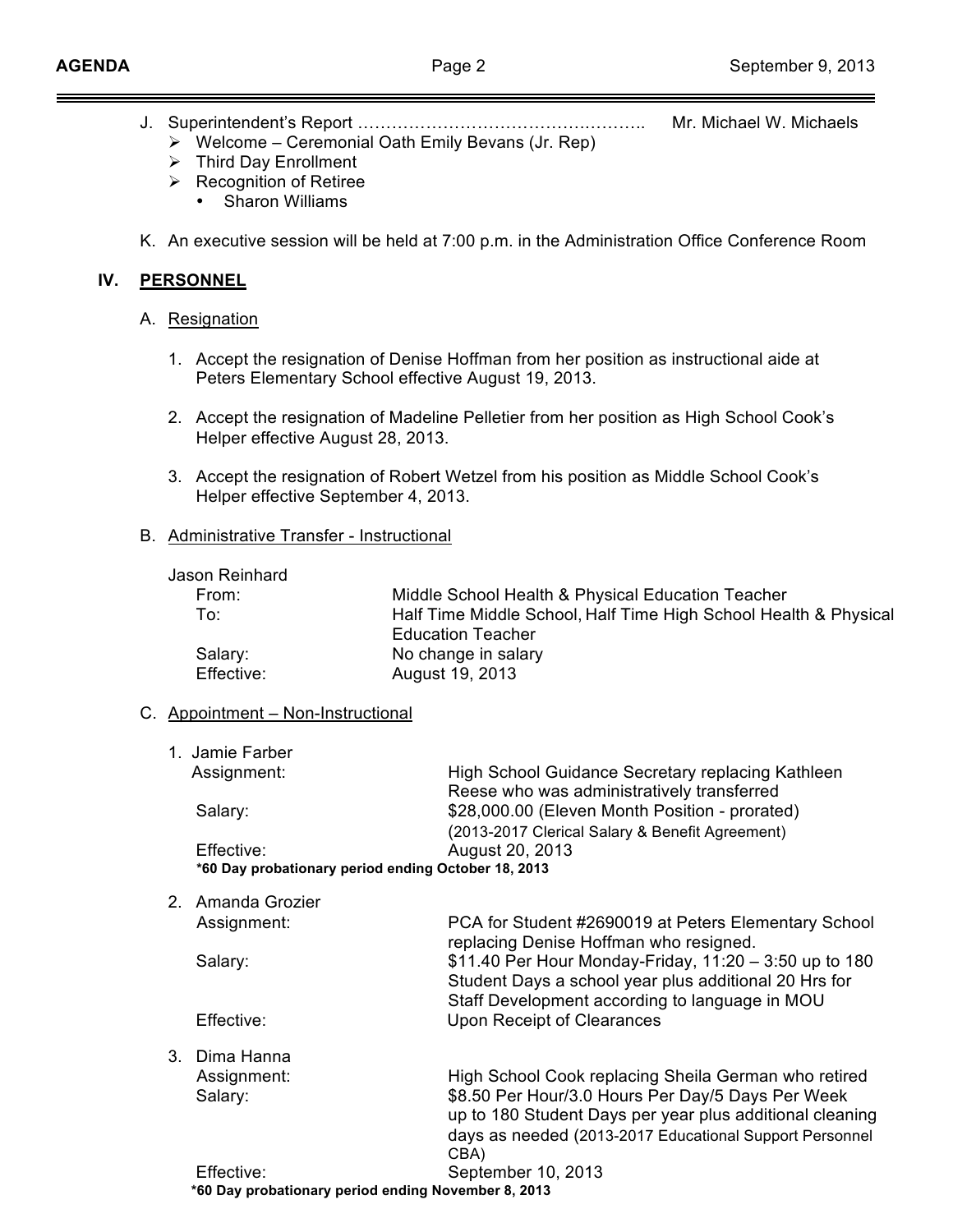J. Superintendent's Report ……………………………………….…………. Mr. Michael W. Michaels

- Welcome – Ceremonial Oath Emily Bevans (Jr. Rep)
- Third Day Enrollment
- Recognition of Retiree
  - Sharon Williams

K. An executive session will be held at 7:00 p.m. in the Administration Office Conference Room

## IV. PERSONNEL

### A. Resignation

1. Accept the resignation of Denise Hoffman from her position as instructional aide at Peters Elementary School effective August 19, 2013.

2. Accept the resignation of Madeline Pelletier from her position as High School Cook's Helper effective August 28, 2013.

3. Accept the resignation of Robert Wetzel from his position as Middle School Cook's Helper effective September 4, 2013.

### B. Administrative Transfer - Instructional

Jason Reinhard

| | |
|---|---|
| From: | Middle School Health & Physical Education Teacher |
| To: | Half Time Middle School, Half Time High School Health & Physical Education Teacher |
| Salary: | No change in salary |
| Effective: | August 19, 2013 |

### C. Appointment – Non-Instructional

1. Jamie Farber

| | |
|---|---|
| Assignment: | High School Guidance Secretary replacing Kathleen Reese who was administratively transferred |
| Salary: | $28,000.00 (Eleven Month Position - prorated) (2013-2017 Clerical Salary & Benefit Agreement) |
| Effective: | August 20, 2013 |

**\*60 Day probationary period ending October 18, 2013**

2. Amanda Grozier

| | |
|---|---|
| Assignment: | PCA for Student #2690019 at Peters Elementary School replacing Denise Hoffman who resigned. |
| Salary: | $11.40 Per Hour Monday-Friday, 11:20 – 3:50 up to 180 Student Days a school year plus additional 20 Hrs for Staff Development according to language in MOU |
| Effective: | Upon Receipt of Clearances |

3. Dima Hanna

| | |
|---|---|
| Assignment: | High School Cook replacing Sheila German who retired |
| Salary: | $8.50 Per Hour/3.0 Hours Per Day/5 Days Per Week up to 180 Student Days per year plus additional cleaning days as needed (2013-2017 Educational Support Personnel CBA) |
| Effective: | September 10, 2013 |

**\*60 Day probationary period ending November 8, 2013**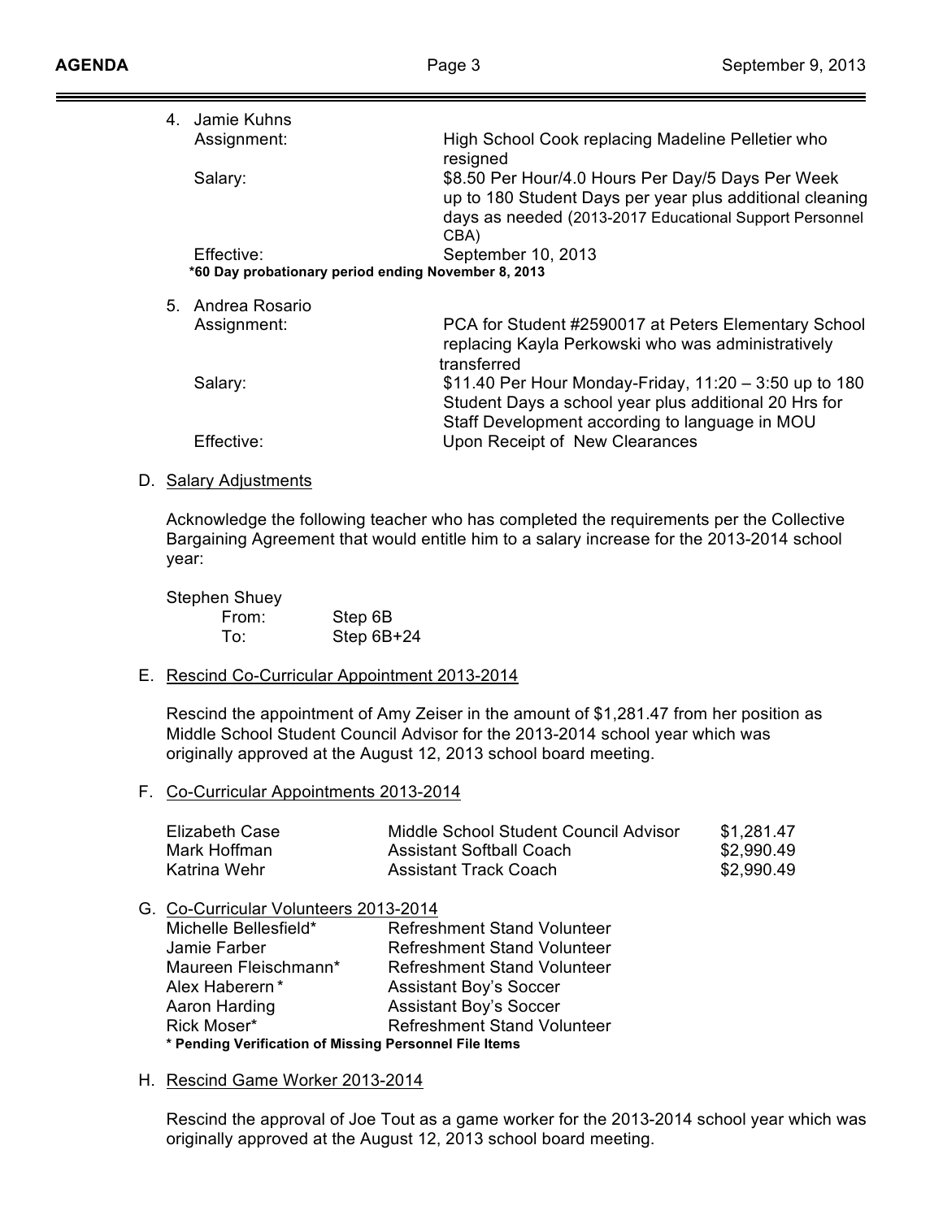4. Jamie Kuhns

| | |
|---|---|
| Assignment: | High School Cook replacing Madeline Pelletier who resigned |
| Salary: | $8.50 Per Hour/4.0 Hours Per Day/5 Days Per Week up to 180 Student Days per year plus additional cleaning days as needed (2013-2017 Educational Support Personnel CBA) |
| Effective: | September 10, 2013 |

**\*60 Day probationary period ending November 8, 2013**

5. Andrea Rosario

| | |
|---|---|
| Assignment: | PCA for Student #2590017 at Peters Elementary School replacing Kayla Perkowski who was administratively transferred |
| Salary: | $11.40 Per Hour Monday-Friday, 11:20 – 3:50 up to 180 Student Days a school year plus additional 20 Hrs for Staff Development according to language in MOU |
| Effective: | Upon Receipt of New Clearances |

D. Salary Adjustments

Acknowledge the following teacher who has completed the requirements per the Collective Bargaining Agreement that would entitle him to a salary increase for the 2013-2014 school year:

Stephen Shuey

| | |
|---|---|
| From: | Step 6B |
| To: | Step 6B+24 |

E. Rescind Co-Curricular Appointment 2013-2014

Rescind the appointment of Amy Zeiser in the amount of $1,281.47 from her position as Middle School Student Council Advisor for the 2013-2014 school year which was originally approved at the August 12, 2013 school board meeting.

F. Co-Curricular Appointments 2013-2014

| | | |
|---|---|---|
| Elizabeth Case | Middle School Student Council Advisor | $1,281.47 |
| Mark Hoffman | Assistant Softball Coach | $2,990.49 |
| Katrina Wehr | Assistant Track Coach | $2,990.49 |

G. Co-Curricular Volunteers 2013-2014

| | |
|---|---|
| Michelle Bellesfield* | Refreshment Stand Volunteer |
| Jamie Farber | Refreshment Stand Volunteer |
| Maureen Fleischmann* | Refreshment Stand Volunteer |
| Alex Haberern* | Assistant Boy's Soccer |
| Aaron Harding | Assistant Boy's Soccer |
| Rick Moser* | Refreshment Stand Volunteer |

**\* Pending Verification of Missing Personnel File Items**

H. Rescind Game Worker 2013-2014

Rescind the approval of Joe Tout as a game worker for the 2013-2014 school year which was originally approved at the August 12, 2013 school board meeting.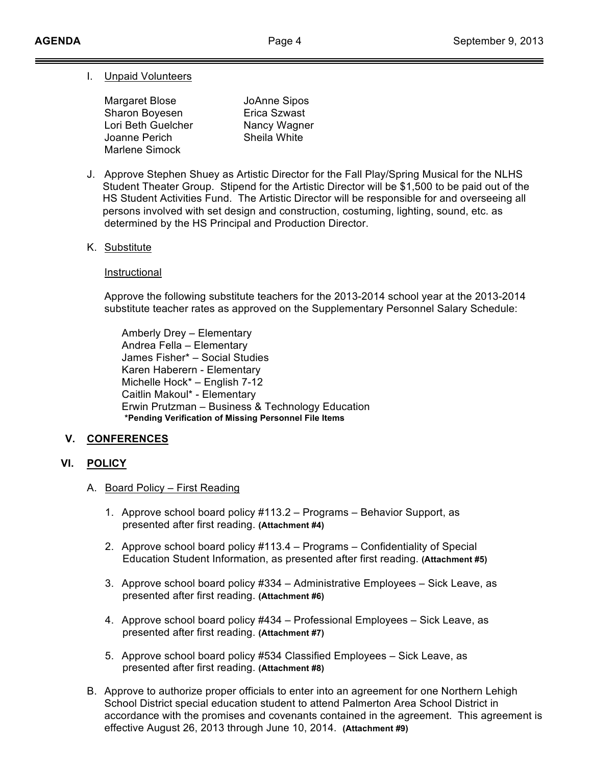I. Unpaid Volunteers

| | |
|---|---|
| Margaret Blose | JoAnne Sipos |
| Sharon Boyesen | Erica Szwast |
| Lori Beth Guelcher | Nancy Wagner |
| Joanne Perich | Sheila White |
| Marlene Simock | |

J. Approve Stephen Shuey as Artistic Director for the Fall Play/Spring Musical for the NLHS Student Theater Group. Stipend for the Artistic Director will be $1,500 to be paid out of the HS Student Activities Fund. The Artistic Director will be responsible for and overseeing all persons involved with set design and construction, costuming, lighting, sound, etc. as determined by the HS Principal and Production Director.

K. Substitute

Instructional

Approve the following substitute teachers for the 2013-2014 school year at the 2013-2014 substitute teacher rates as approved on the Supplementary Personnel Salary Schedule:

- Amberly Drey – Elementary
- Andrea Fella – Elementary
- James Fisher* – Social Studies
- Karen Haberern - Elementary
- Michelle Hock* – English 7-12
- Caitlin Makoul* - Elementary
- Erwin Prutzman – Business & Technology Education

**\*Pending Verification of Missing Personnel File Items**

## V. CONFERENCES

## VI. POLICY

A. Board Policy – First Reading

1. Approve school board policy #113.2 – Programs – Behavior Support, as presented after first reading. **(Attachment #4)**
2. Approve school board policy #113.4 – Programs – Confidentiality of Special Education Student Information, as presented after first reading. **(Attachment #5)**
3. Approve school board policy #334 – Administrative Employees – Sick Leave, as presented after first reading. **(Attachment #6)**
4. Approve school board policy #434 – Professional Employees – Sick Leave, as presented after first reading. **(Attachment #7)**
5. Approve school board policy #534 Classified Employees – Sick Leave, as presented after first reading. **(Attachment #8)**

B. Approve to authorize proper officials to enter into an agreement for one Northern Lehigh School District special education student to attend Palmerton Area School District in accordance with the promises and covenants contained in the agreement. This agreement is effective August 26, 2013 through June 10, 2014. **(Attachment #9)**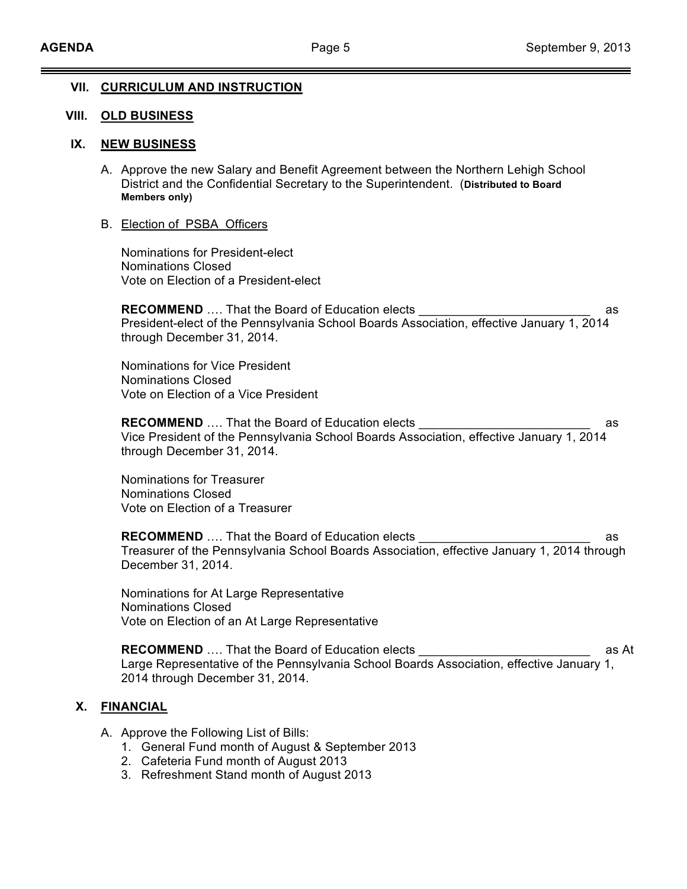## VII. CURRICULUM AND INSTRUCTION

## VIII. OLD BUSINESS

## IX. NEW BUSINESS

A. Approve the new Salary and Benefit Agreement between the Northern Lehigh School District and the Confidential Secretary to the Superintendent. (**Distributed to Board Members only)**

B. Election of PSBA Officers

Nominations for President-elect
Nominations Closed
Vote on Election of a President-elect

**RECOMMEND** …. That the Board of Education elects _________________________ as President-elect of the Pennsylvania School Boards Association, effective January 1, 2014 through December 31, 2014.

Nominations for Vice President
Nominations Closed
Vote on Election of a Vice President

**RECOMMEND** …. That the Board of Education elects _________________________ as Vice President of the Pennsylvania School Boards Association, effective January 1, 2014 through December 31, 2014.

Nominations for Treasurer
Nominations Closed
Vote on Election of a Treasurer

**RECOMMEND** …. That the Board of Education elects _________________________ as Treasurer of the Pennsylvania School Boards Association, effective January 1, 2014 through December 31, 2014.

Nominations for At Large Representative
Nominations Closed
Vote on Election of an At Large Representative

**RECOMMEND** …. That the Board of Education elects _________________________ as At Large Representative of the Pennsylvania School Boards Association, effective January 1, 2014 through December 31, 2014.

## X. FINANCIAL

A. Approve the Following List of Bills:
1. General Fund month of August & September 2013
2. Cafeteria Fund month of August 2013
3. Refreshment Stand month of August 2013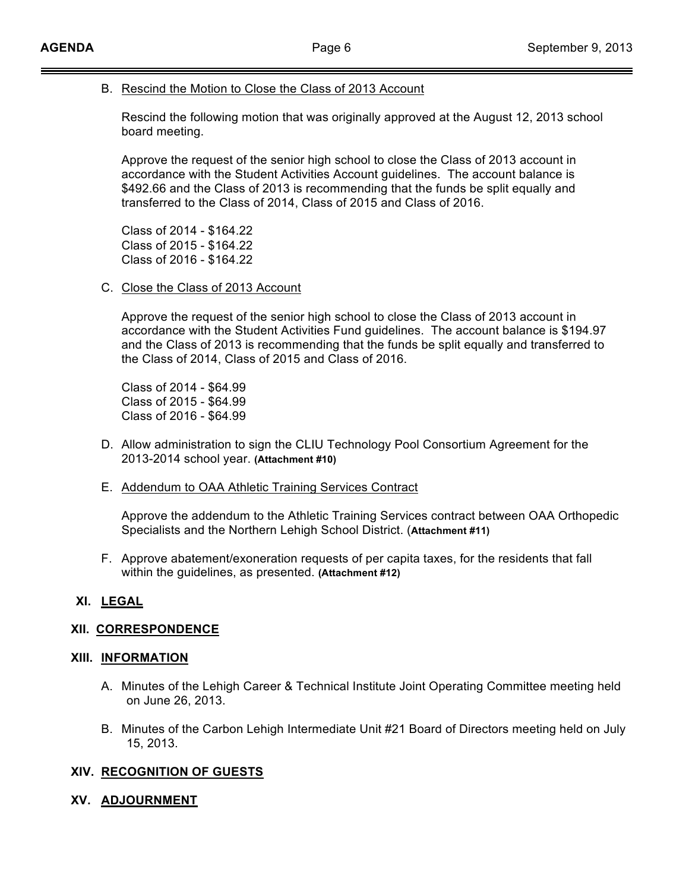B. <u>Rescind the Motion to Close the Class of 2013 Account</u>

Rescind the following motion that was originally approved at the August 12, 2013 school board meeting.

Approve the request of the senior high school to close the Class of 2013 account in accordance with the Student Activities Account guidelines. The account balance is $492.66 and the Class of 2013 is recommending that the funds be split equally and transferred to the Class of 2014, Class of 2015 and Class of 2016.

Class of 2014 - $164.22
Class of 2015 - $164.22
Class of 2016 - $164.22

C. <u>Close the Class of 2013 Account</u>

Approve the request of the senior high school to close the Class of 2013 account in accordance with the Student Activities Fund guidelines. The account balance is $194.97 and the Class of 2013 is recommending that the funds be split equally and transferred to the Class of 2014, Class of 2015 and Class of 2016.

Class of 2014 - $64.99
Class of 2015 - $64.99
Class of 2016 - $64.99

D. Allow administration to sign the CLIU Technology Pool Consortium Agreement for the 2013-2014 school year. **(Attachment #10)**

E. <u>Addendum to OAA Athletic Training Services Contract</u>

Approve the addendum to the Athletic Training Services contract between OAA Orthopedic Specialists and the Northern Lehigh School District. (**Attachment #11)**

F. Approve abatement/exoneration requests of per capita taxes, for the residents that fall within the guidelines, as presented. **(Attachment #12)**

## XI. LEGAL

## XII. CORRESPONDENCE

## XIII. INFORMATION

A. Minutes of the Lehigh Career & Technical Institute Joint Operating Committee meeting held on June 26, 2013.

B. Minutes of the Carbon Lehigh Intermediate Unit #21 Board of Directors meeting held on July 15, 2013.

## XIV. RECOGNITION OF GUESTS

## XV. ADJOURNMENT